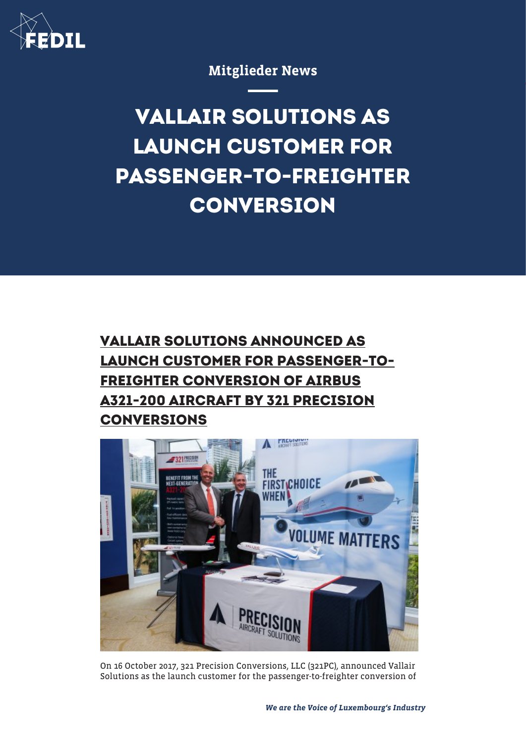Mitglieder News

# VALLAIR SOLUTIONS AS LAUNCH CUSTOMER FOR PASSENGER-TO-FREIGHTER CONVERSION

## VALLAIR SOLUTIONS ANNOUNCED AS LAUNCH CUSTOMER FOR PASSENGER-TO-FREIGHTER CONVERSION OF AIRBUS A321-200 AIRCRAFT BY 321 PRECISION CONVERSIONS

On 16 October 2017, 321 Precision Conversions, LLC (321PC), announced Vallair Solutions as the launch customer for the passenger-to-freighter conversion of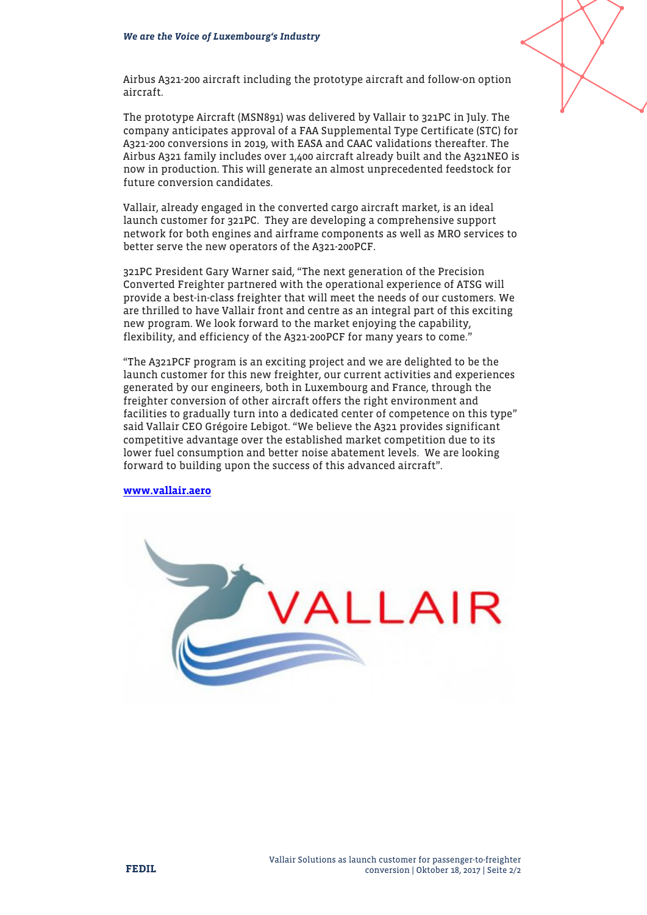Airbus A321-200 aircraft including the prototype aircraft and follow-on option aircraft.

The prototype Aircraft (MSN891) was delivered by Vallair to 321PC in July. The company anticipates approval of a FAA Supplemental Type Certificate (STC) for A321-200 conversions in 2019, with EASA and CAAC validations thereafter. The Airbus A321 family includes over 1,400 aircraft already built and the A321NEO is now in production. This will generate an almost unprecedented feedstock for future conversion candidates.

Vallair, already engaged in the converted cargo aircraft market, is an ideal launch customer for 321PC. They are developing a comprehensive support network for both engines and airframe components as well as MRO services to better serve the new operators of the A321-200PCF.

321PC President Gary Warner said, "The next generation of the Precision Converted Freighter partnered with the operational experience of ATSG will provide a best-in-class freighter that will meet the needs of our customers. We are thrilled to have Vallair front and centre as an integral part of this exciting new program. We look forward to the market enjoying the capability, flexibility, and efficiency of the A321-200PCF for many years to come."

"The A321PCF program is an exciting project and we are delighted to be the launch customer for this new freighter, our current activities and experiences generated by our engineers, both in Luxembourg and France, through the freighter conversion of other aircraft offers the right environment and facilities to gradually turn into a dedicated center of competence on this type" said Vallair CEO Grégoire Lebigot. "We believe the A321 provides significant competitive advantage over the established market competition due to its lower fuel consumption and better noise abatement levels. We are looking forward to building upon the success of this advanced aircraft".

**www.vallair.aero**

VALLAIR